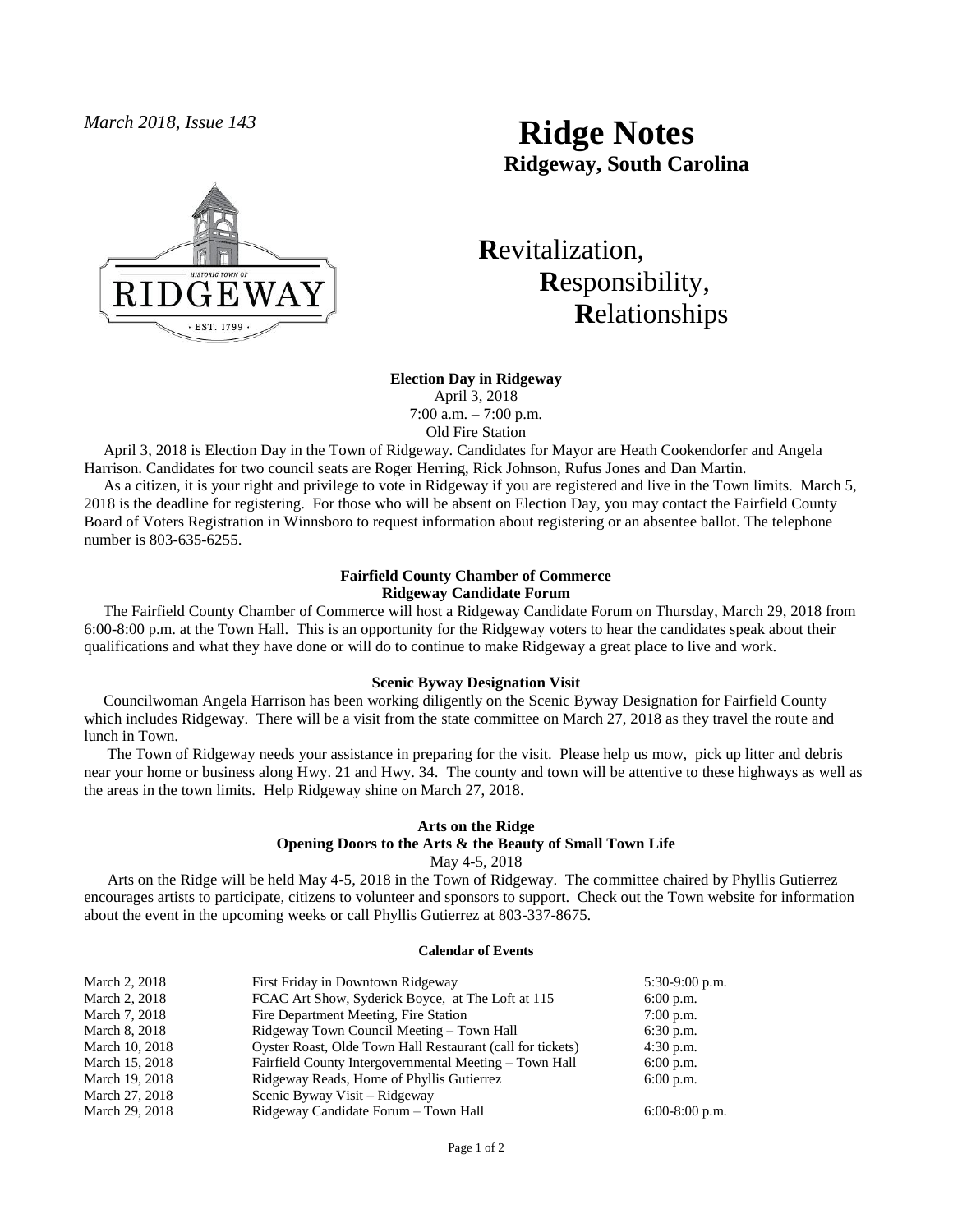*March 2018, Issue 143*

# Ridge Notes

**Ridgeway, South Carolina**

**R**evitalization,
**R**esponsibility,
**R**elationships

### Election Day in Ridgeway

April 3, 2018
7:00 a.m. – 7:00 p.m.
Old Fire Station

April 3, 2018 is Election Day in the Town of Ridgeway. Candidates for Mayor are Heath Cookendorfer and Angela Harrison. Candidates for two council seats are Roger Herring, Rick Johnson, Rufus Jones and Dan Martin.

As a citizen, it is your right and privilege to vote in Ridgeway if you are registered and live in the Town limits. March 5, 2018 is the deadline for registering. For those who will be absent on Election Day, you may contact the Fairfield County Board of Voters Registration in Winnsboro to request information about registering or an absentee ballot. The telephone number is 803-635-6255.

### Fairfield County Chamber of Commerce Ridgeway Candidate Forum

The Fairfield County Chamber of Commerce will host a Ridgeway Candidate Forum on Thursday, March 29, 2018 from 6:00-8:00 p.m. at the Town Hall. This is an opportunity for the Ridgeway voters to hear the candidates speak about their qualifications and what they have done or will do to continue to make Ridgeway a great place to live and work.

### Scenic Byway Designation Visit

Councilwoman Angela Harrison has been working diligently on the Scenic Byway Designation for Fairfield County which includes Ridgeway. There will be a visit from the state committee on March 27, 2018 as they travel the route and lunch in Town.

The Town of Ridgeway needs your assistance in preparing for the visit. Please help us mow, pick up litter and debris near your home or business along Hwy. 21 and Hwy. 34. The county and town will be attentive to these highways as well as the areas in the town limits. Help Ridgeway shine on March 27, 2018.

### Arts on the Ridge

**Opening Doors to the Arts & the Beauty of Small Town Life**

May 4-5, 2018

Arts on the Ridge will be held May 4-5, 2018 in the Town of Ridgeway. The committee chaired by Phyllis Gutierrez encourages artists to participate, citizens to volunteer and sponsors to support. Check out the Town website for information about the event in the upcoming weeks or call Phyllis Gutierrez at 803-337-8675.

### Calendar of Events

| Date | Event | Time |
|---|---|---|
| March 2, 2018 | First Friday in Downtown Ridgeway | 5:30-9:00 p.m. |
| March 2, 2018 | FCAC Art Show, Syderick Boyce, at The Loft at 115 | 6:00 p.m. |
| March 7, 2018 | Fire Department Meeting, Fire Station | 7:00 p.m. |
| March 8, 2018 | Ridgeway Town Council Meeting – Town Hall | 6:30 p.m. |
| March 10, 2018 | Oyster Roast, Olde Town Hall Restaurant (call for tickets) | 4:30 p.m. |
| March 15, 2018 | Fairfield County Intergovernmental Meeting – Town Hall | 6:00 p.m. |
| March 19, 2018 | Ridgeway Reads, Home of Phyllis Gutierrez | 6:00 p.m. |
| March 27, 2018 | Scenic Byway Visit – Ridgeway | |
| March 29, 2018 | Ridgeway Candidate Forum – Town Hall | 6:00-8:00 p.m. |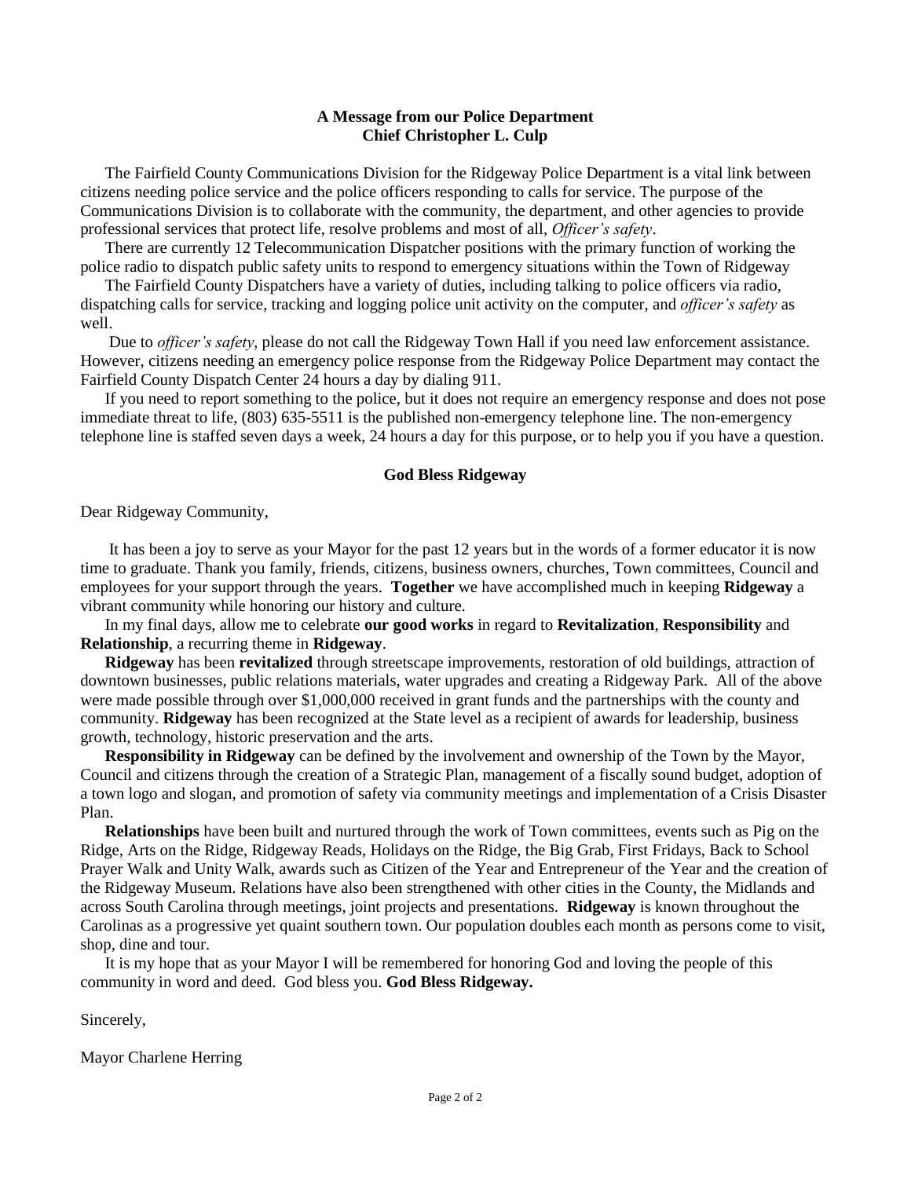**A Message from our Police Department**
**Chief Christopher L. Culp**

The Fairfield County Communications Division for the Ridgeway Police Department is a vital link between citizens needing police service and the police officers responding to calls for service. The purpose of the Communications Division is to collaborate with the community, the department, and other agencies to provide professional services that protect life, resolve problems and most of all, *Officer's safety*.

There are currently 12 Telecommunication Dispatcher positions with the primary function of working the police radio to dispatch public safety units to respond to emergency situations within the Town of Ridgeway

The Fairfield County Dispatchers have a variety of duties, including talking to police officers via radio, dispatching calls for service, tracking and logging police unit activity on the computer, and *officer's safety* as well.

Due to *officer's safety*, please do not call the Ridgeway Town Hall if you need law enforcement assistance. However, citizens needing an emergency police response from the Ridgeway Police Department may contact the Fairfield County Dispatch Center 24 hours a day by dialing 911.

If you need to report something to the police, but it does not require an emergency response and does not pose immediate threat to life, (803) 635-5511 is the published non-emergency telephone line. The non-emergency telephone line is staffed seven days a week, 24 hours a day for this purpose, or to help you if you have a question.

**God Bless Ridgeway**

Dear Ridgeway Community,

It has been a joy to serve as your Mayor for the past 12 years but in the words of a former educator it is now time to graduate. Thank you family, friends, citizens, business owners, churches, Town committees, Council and employees for your support through the years. **Together** we have accomplished much in keeping **Ridgeway** a vibrant community while honoring our history and culture.

In my final days, allow me to celebrate **our good works** in regard to **Revitalization**, **Responsibility** and **Relationship**, a recurring theme in **Ridgeway**.

**Ridgeway** has been **revitalized** through streetscape improvements, restoration of old buildings, attraction of downtown businesses, public relations materials, water upgrades and creating a Ridgeway Park. All of the above were made possible through over $1,000,000 received in grant funds and the partnerships with the county and community. **Ridgeway** has been recognized at the State level as a recipient of awards for leadership, business growth, technology, historic preservation and the arts.

**Responsibility in Ridgeway** can be defined by the involvement and ownership of the Town by the Mayor, Council and citizens through the creation of a Strategic Plan, management of a fiscally sound budget, adoption of a town logo and slogan, and promotion of safety via community meetings and implementation of a Crisis Disaster Plan.

**Relationships** have been built and nurtured through the work of Town committees, events such as Pig on the Ridge, Arts on the Ridge, Ridgeway Reads, Holidays on the Ridge, the Big Grab, First Fridays, Back to School Prayer Walk and Unity Walk, awards such as Citizen of the Year and Entrepreneur of the Year and the creation of the Ridgeway Museum. Relations have also been strengthened with other cities in the County, the Midlands and across South Carolina through meetings, joint projects and presentations. **Ridgeway** is known throughout the Carolinas as a progressive yet quaint southern town. Our population doubles each month as persons come to visit, shop, dine and tour.

It is my hope that as your Mayor I will be remembered for honoring God and loving the people of this community in word and deed. God bless you. **God Bless Ridgeway.**

Sincerely,

Mayor Charlene Herring